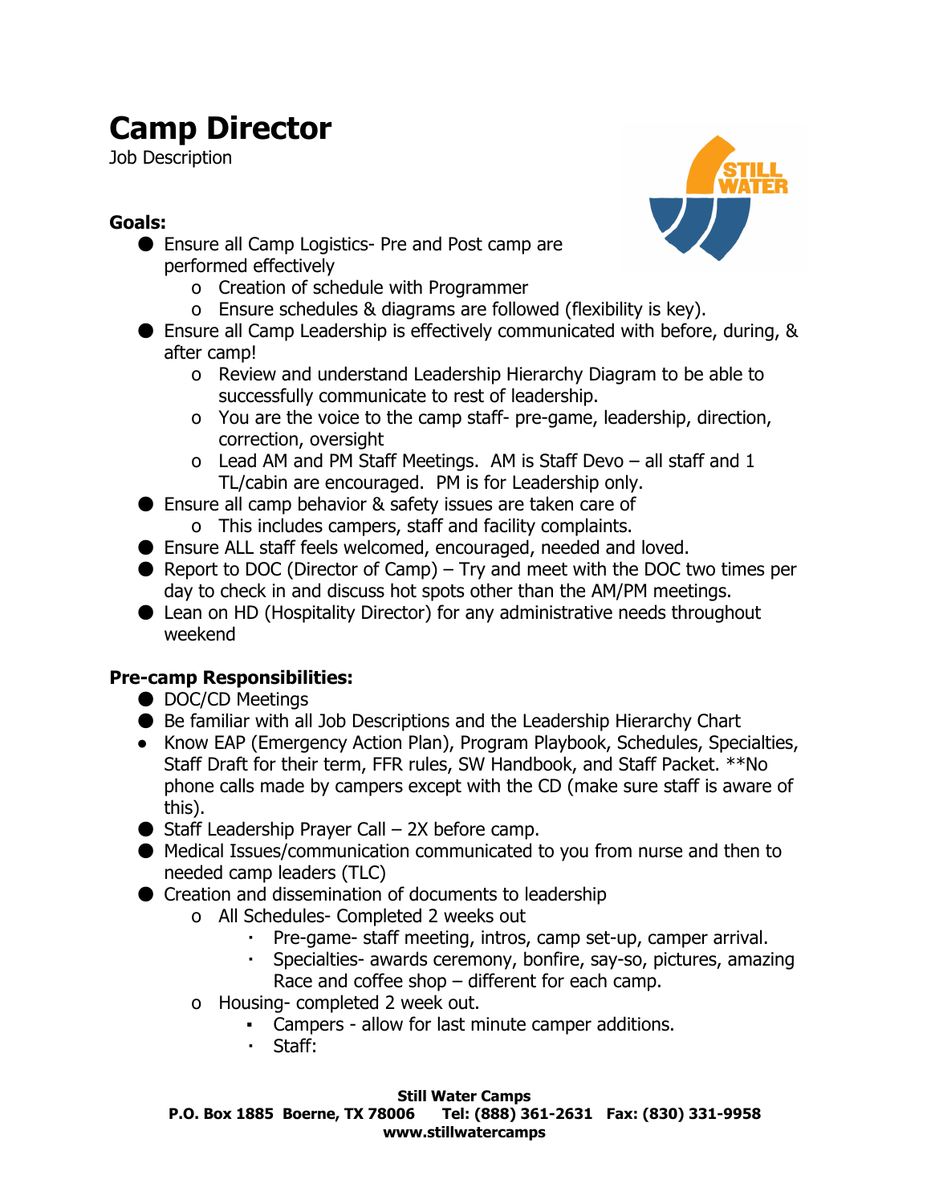# Camp Director

Job Description

**Goals:**

- Ensure all Camp Logistics- Pre and Post camp are performed effectively
  - Creation of schedule with Programmer
  - Ensure schedules & diagrams are followed (flexibility is key).
- Ensure all Camp Leadership is effectively communicated with before, during, & after camp!
  - Review and understand Leadership Hierarchy Diagram to be able to successfully communicate to rest of leadership.
  - You are the voice to the camp staff- pre-game, leadership, direction, correction, oversight
  - Lead AM and PM Staff Meetings. AM is Staff Devo – all staff and 1 TL/cabin are encouraged. PM is for Leadership only.
- Ensure all camp behavior & safety issues are taken care of
  - This includes campers, staff and facility complaints.
- Ensure ALL staff feels welcomed, encouraged, needed and loved.
- Report to DOC (Director of Camp) – Try and meet with the DOC two times per day to check in and discuss hot spots other than the AM/PM meetings.
- Lean on HD (Hospitality Director) for any administrative needs throughout weekend

**Pre-camp Responsibilities:**

- DOC/CD Meetings
- Be familiar with all Job Descriptions and the Leadership Hierarchy Chart
- Know EAP (Emergency Action Plan), Program Playbook, Schedules, Specialties, Staff Draft for their term, FFR rules, SW Handbook, and Staff Packet. **No phone calls made by campers except with the CD (make sure staff is aware of this).
- Staff Leadership Prayer Call – 2X before camp.
- Medical Issues/communication communicated to you from nurse and then to needed camp leaders (TLC)
- Creation and dissemination of documents to leadership
  - All Schedules- Completed 2 weeks out
    - Pre-game- staff meeting, intros, camp set-up, camper arrival.
    - Specialties- awards ceremony, bonfire, say-so, pictures, amazing Race and coffee shop – different for each camp.
  - Housing- completed 2 week out.
    - Campers - allow for last minute camper additions.
    - Staff: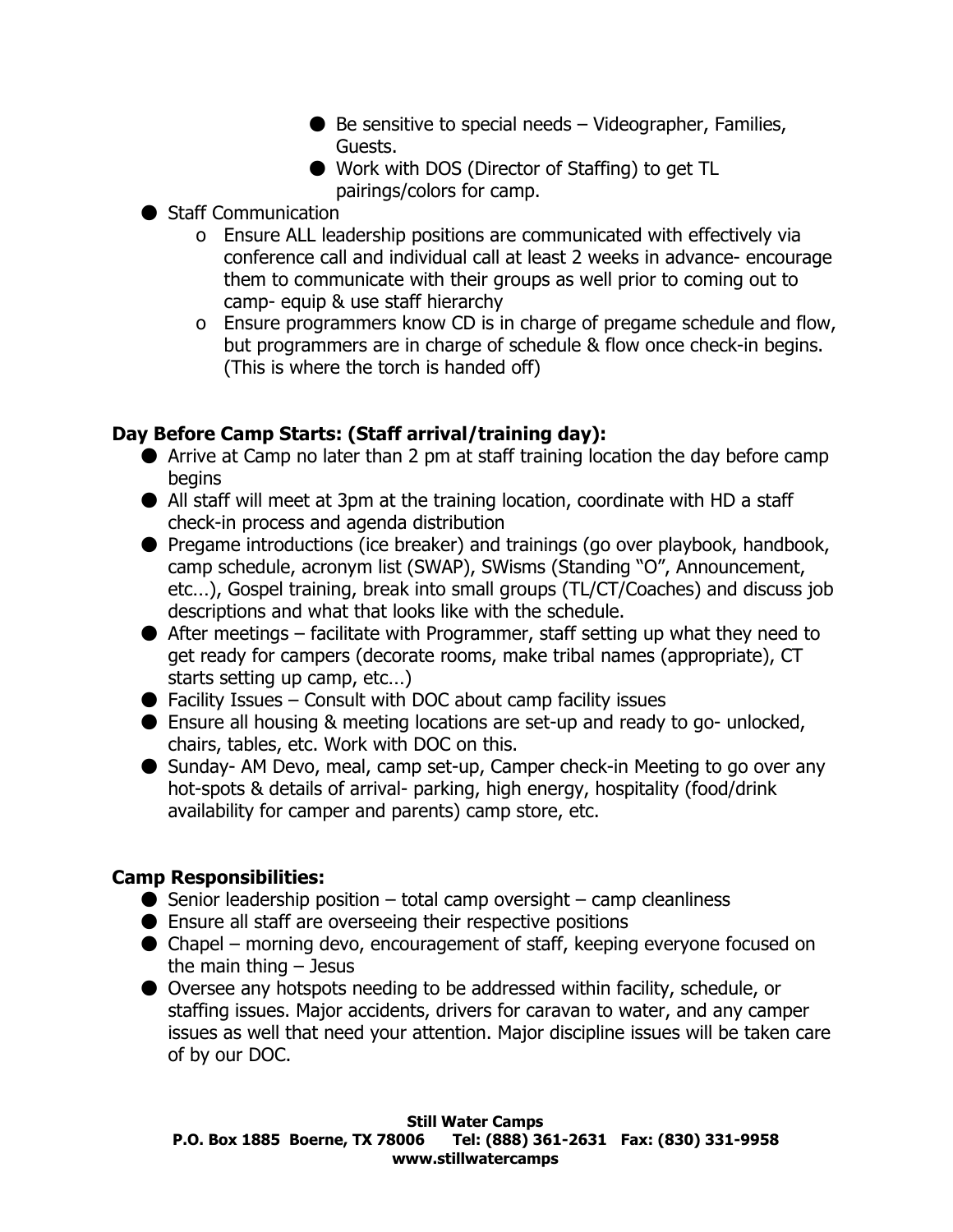- Be sensitive to special needs – Videographer, Families, Guests.
- Work with DOS (Director of Staffing) to get TL pairings/colors for camp.

- Staff Communication
  - Ensure ALL leadership positions are communicated with effectively via conference call and individual call at least 2 weeks in advance- encourage them to communicate with their groups as well prior to coming out to camp- equip & use staff hierarchy
  - Ensure programmers know CD is in charge of pregame schedule and flow, but programmers are in charge of schedule & flow once check-in begins. (This is where the torch is handed off)

**Day Before Camp Starts: (Staff arrival/training day):**

- Arrive at Camp no later than 2 pm at staff training location the day before camp begins
- All staff will meet at 3pm at the training location, coordinate with HD a staff check-in process and agenda distribution
- Pregame introductions (ice breaker) and trainings (go over playbook, handbook, camp schedule, acronym list (SWAP), SWisms (Standing "O", Announcement, etc…), Gospel training, break into small groups (TL/CT/Coaches) and discuss job descriptions and what that looks like with the schedule.
- After meetings – facilitate with Programmer, staff setting up what they need to get ready for campers (decorate rooms, make tribal names (appropriate), CT starts setting up camp, etc…)
- Facility Issues – Consult with DOC about camp facility issues
- Ensure all housing & meeting locations are set-up and ready to go- unlocked, chairs, tables, etc. Work with DOC on this.
- Sunday- AM Devo, meal, camp set-up, Camper check-in Meeting to go over any hot-spots & details of arrival- parking, high energy, hospitality (food/drink availability for camper and parents) camp store, etc.

**Camp Responsibilities:**

- Senior leadership position – total camp oversight – camp cleanliness
- Ensure all staff are overseeing their respective positions
- Chapel – morning devo, encouragement of staff, keeping everyone focused on the main thing – Jesus
- Oversee any hotspots needing to be addressed within facility, schedule, or staffing issues. Major accidents, drivers for caravan to water, and any camper issues as well that need your attention. Major discipline issues will be taken care of by our DOC.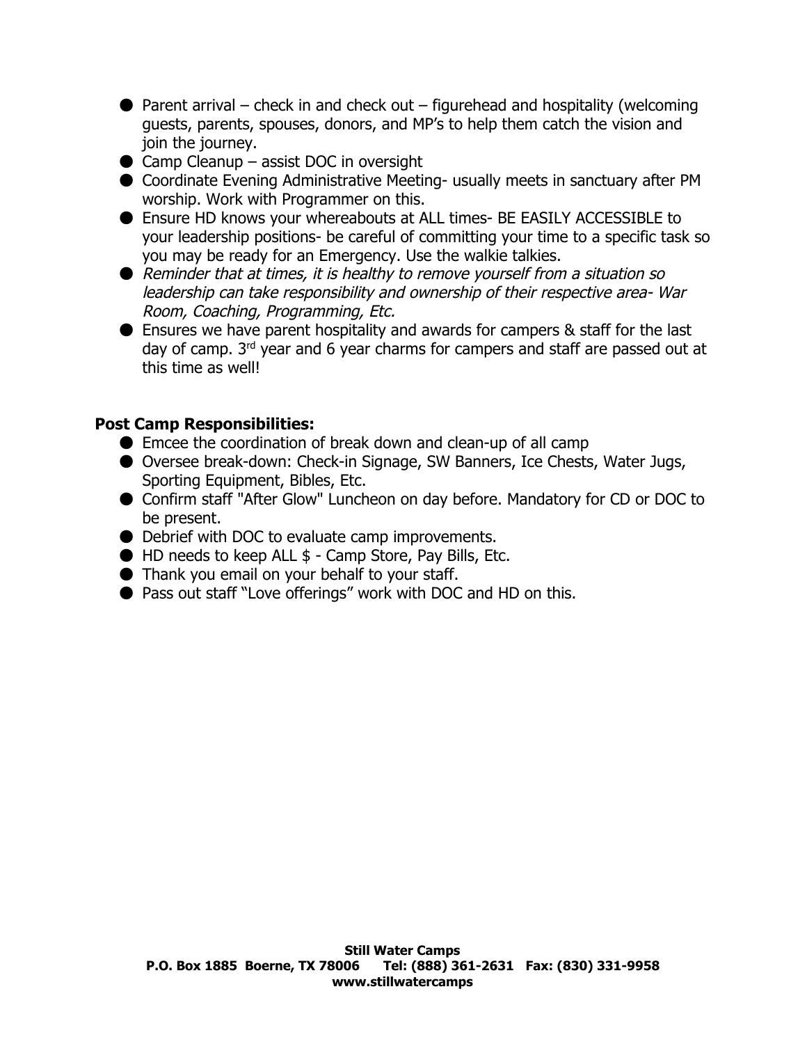- Parent arrival – check in and check out – figurehead and hospitality (welcoming guests, parents, spouses, donors, and MP's to help them catch the vision and join the journey.
- Camp Cleanup – assist DOC in oversight
- Coordinate Evening Administrative Meeting- usually meets in sanctuary after PM worship. Work with Programmer on this.
- Ensure HD knows your whereabouts at ALL times- BE EASILY ACCESSIBLE to your leadership positions- be careful of committing your time to a specific task so you may be ready for an Emergency. Use the walkie talkies.
- *Reminder that at times, it is healthy to remove yourself from a situation so leadership can take responsibility and ownership of their respective area- War Room, Coaching, Programming, Etc.*
- Ensures we have parent hospitality and awards for campers & staff for the last day of camp. 3rd year and 6 year charms for campers and staff are passed out at this time as well!

**Post Camp Responsibilities:**

- Emcee the coordination of break down and clean-up of all camp
- Oversee break-down: Check-in Signage, SW Banners, Ice Chests, Water Jugs, Sporting Equipment, Bibles, Etc.
- Confirm staff "After Glow" Luncheon on day before. Mandatory for CD or DOC to be present.
- Debrief with DOC to evaluate camp improvements.
- HD needs to keep ALL $ - Camp Store, Pay Bills, Etc.
- Thank you email on your behalf to your staff.
- Pass out staff "Love offerings" work with DOC and HD on this.

**Still Water Camps**
**P.O. Box 1885 Boerne, TX 78006 Tel: (888) 361-2631 Fax: (830) 331-9958**
**www.stillwatercamps**